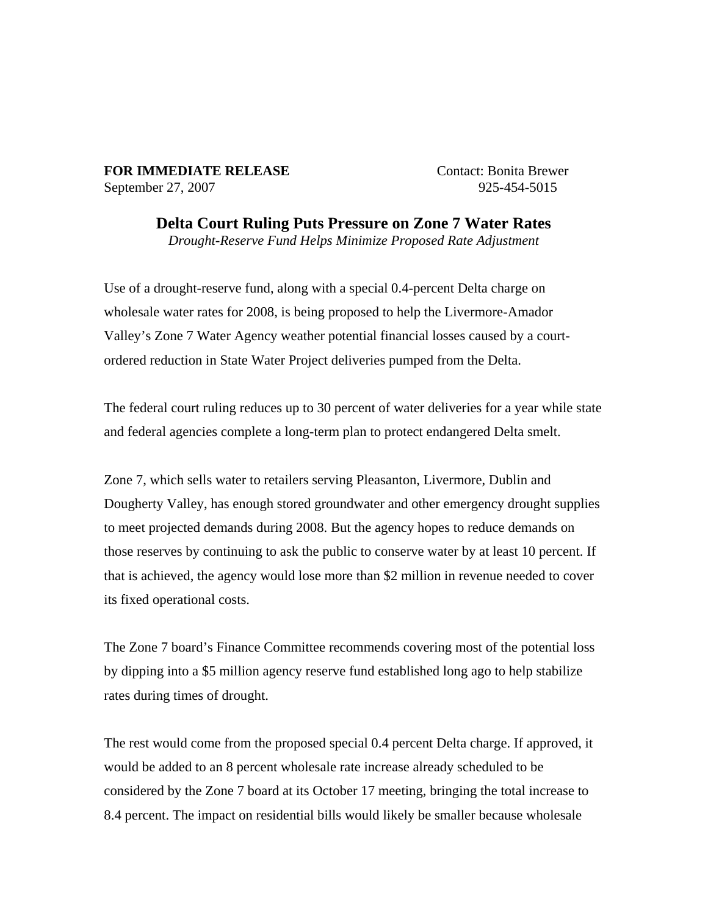**FOR IMMEDIATE RELEASE** Contact: Bonita Brewer
September 27, 2007 925-454-5015

## Delta Court Ruling Puts Pressure on Zone 7 Water Rates

*Drought-Reserve Fund Helps Minimize Proposed Rate Adjustment*

Use of a drought-reserve fund, along with a special 0.4-percent Delta charge on wholesale water rates for 2008, is being proposed to help the Livermore-Amador Valley's Zone 7 Water Agency weather potential financial losses caused by a court-ordered reduction in State Water Project deliveries pumped from the Delta.

The federal court ruling reduces up to 30 percent of water deliveries for a year while state and federal agencies complete a long-term plan to protect endangered Delta smelt.

Zone 7, which sells water to retailers serving Pleasanton, Livermore, Dublin and Dougherty Valley, has enough stored groundwater and other emergency drought supplies to meet projected demands during 2008. But the agency hopes to reduce demands on those reserves by continuing to ask the public to conserve water by at least 10 percent. If that is achieved, the agency would lose more than $2 million in revenue needed to cover its fixed operational costs.

The Zone 7 board's Finance Committee recommends covering most of the potential loss by dipping into a $5 million agency reserve fund established long ago to help stabilize rates during times of drought.

The rest would come from the proposed special 0.4 percent Delta charge. If approved, it would be added to an 8 percent wholesale rate increase already scheduled to be considered by the Zone 7 board at its October 17 meeting, bringing the total increase to 8.4 percent. The impact on residential bills would likely be smaller because wholesale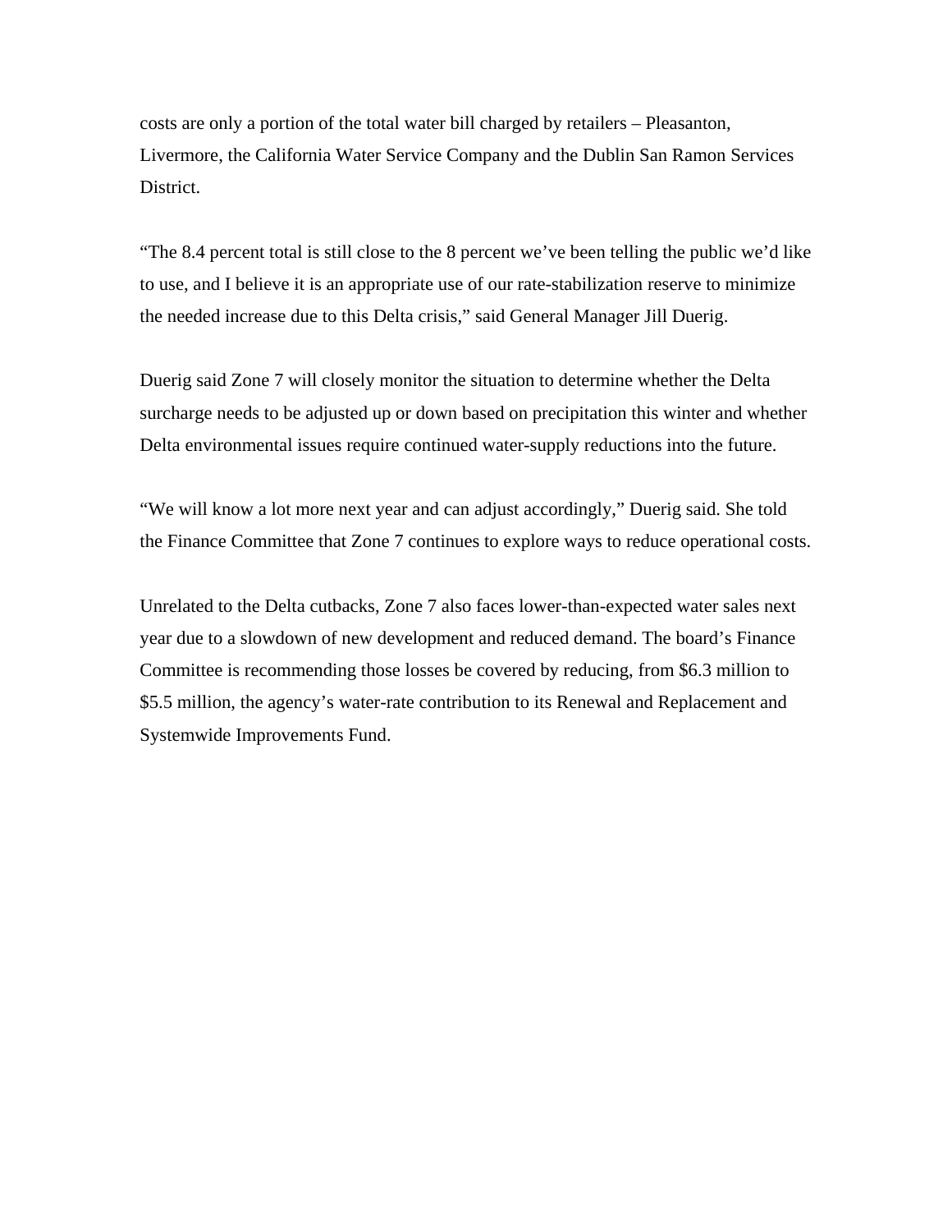costs are only a portion of the total water bill charged by retailers – Pleasanton, Livermore, the California Water Service Company and the Dublin San Ramon Services District.

"The 8.4 percent total is still close to the 8 percent we've been telling the public we'd like to use, and I believe it is an appropriate use of our rate-stabilization reserve to minimize the needed increase due to this Delta crisis," said General Manager Jill Duerig.

Duerig said Zone 7 will closely monitor the situation to determine whether the Delta surcharge needs to be adjusted up or down based on precipitation this winter and whether Delta environmental issues require continued water-supply reductions into the future.

"We will know a lot more next year and can adjust accordingly," Duerig said. She told the Finance Committee that Zone 7 continues to explore ways to reduce operational costs.

Unrelated to the Delta cutbacks, Zone 7 also faces lower-than-expected water sales next year due to a slowdown of new development and reduced demand. The board's Finance Committee is recommending those losses be covered by reducing, from $6.3 million to $5.5 million, the agency's water-rate contribution to its Renewal and Replacement and Systemwide Improvements Fund.